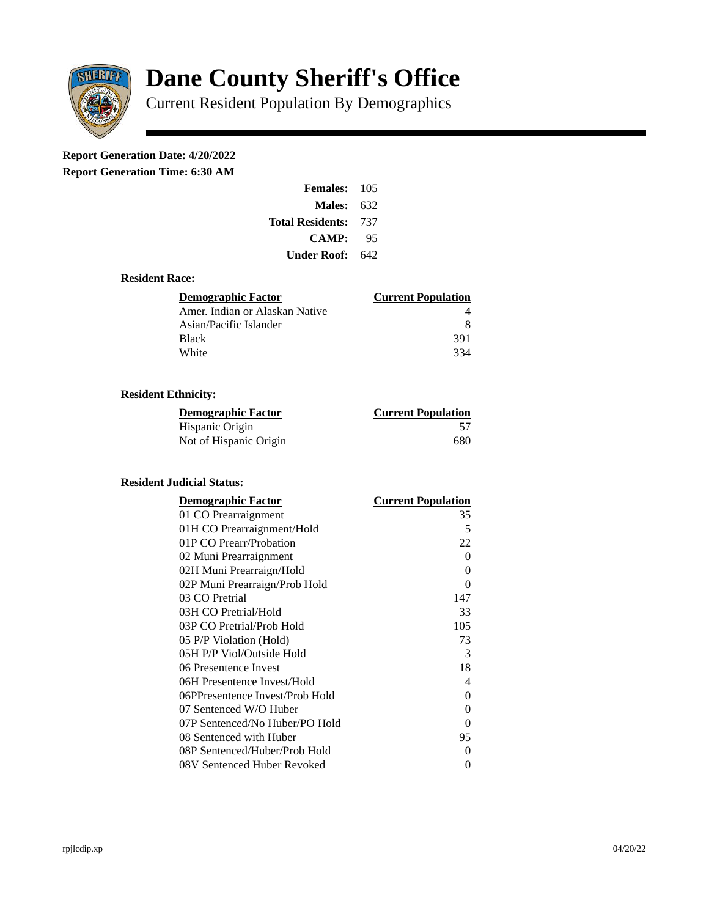# Dane County Sheriff's Office

Current Resident Population By Demographics

**Report Generation Date: 4/20/2022**

**Report Generation Time: 6:30 AM**

| | |
|---|---|
| **Females:** | 105 |
| **Males:** | 632 |
| **Total Residents:** | 737 |
| **CAMP:** | 95 |
| **Under Roof:** | 642 |

### Resident Race:

| Demographic Factor | Current Population |
|---|---|
| Amer. Indian or Alaskan Native | 4 |
| Asian/Pacific Islander | 8 |
| Black | 391 |
| White | 334 |

### Resident Ethnicity:

| Demographic Factor | Current Population |
|---|---|
| Hispanic Origin | 57 |
| Not of Hispanic Origin | 680 |

### Resident Judicial Status:

| Demographic Factor | Current Population |
|---|---|
| 01 CO Prearraignment | 35 |
| 01H CO Prearraignment/Hold | 5 |
| 01P CO Prearr/Probation | 22 |
| 02 Muni Prearraignment | 0 |
| 02H Muni Prearraign/Hold | 0 |
| 02P Muni Prearraign/Prob Hold | 0 |
| 03 CO Pretrial | 147 |
| 03H CO Pretrial/Hold | 33 |
| 03P CO Pretrial/Prob Hold | 105 |
| 05 P/P Violation (Hold) | 73 |
| 05H P/P Viol/Outside Hold | 3 |
| 06 Presentence Invest | 18 |
| 06H Presentence Invest/Hold | 4 |
| 06PPresentence Invest/Prob Hold | 0 |
| 07 Sentenced W/O Huber | 0 |
| 07P Sentenced/No Huber/PO Hold | 0 |
| 08 Sentenced with Huber | 95 |
| 08P Sentenced/Huber/Prob Hold | 0 |
| 08V Sentenced Huber Revoked | 0 |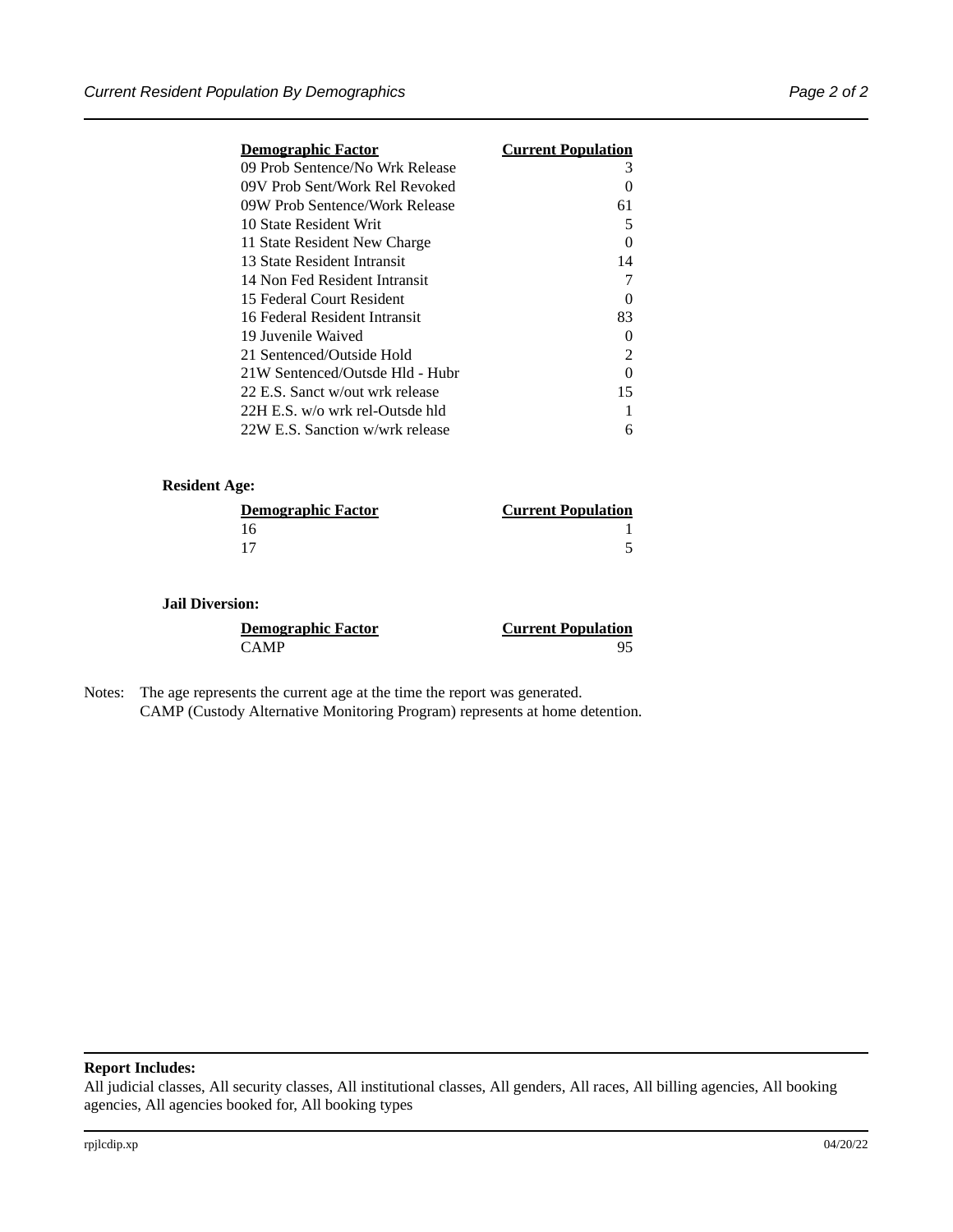| Demographic Factor | Current Population |
|---|---|
| 09 Prob Sentence/No Wrk Release | 3 |
| 09V Prob Sent/Work Rel Revoked | 0 |
| 09W Prob Sentence/Work Release | 61 |
| 10 State Resident Writ | 5 |
| 11 State Resident New Charge | 0 |
| 13 State Resident Intransit | 14 |
| 14 Non Fed Resident Intransit | 7 |
| 15 Federal Court Resident | 0 |
| 16 Federal Resident Intransit | 83 |
| 19 Juvenile Waived | 0 |
| 21 Sentenced/Outside Hold | 2 |
| 21W Sentenced/Outsde Hld - Hubr | 0 |
| 22 E.S. Sanct w/out wrk release | 15 |
| 22H E.S. w/o wrk rel-Outsde hld | 1 |
| 22W E.S. Sanction w/wrk release | 6 |

**Resident Age:**

| Demographic Factor | Current Population |
|---|---|
| 16 | 1 |
| 17 | 5 |

**Jail Diversion:**

| Demographic Factor | Current Population |
|---|---|
| CAMP | 95 |

Notes: The age represents the current age at the time the report was generated.
CAMP (Custody Alternative Monitoring Program) represents at home detention.

**Report Includes:**

All judicial classes, All security classes, All institutional classes, All genders, All races, All billing agencies, All booking agencies, All agencies booked for, All booking types